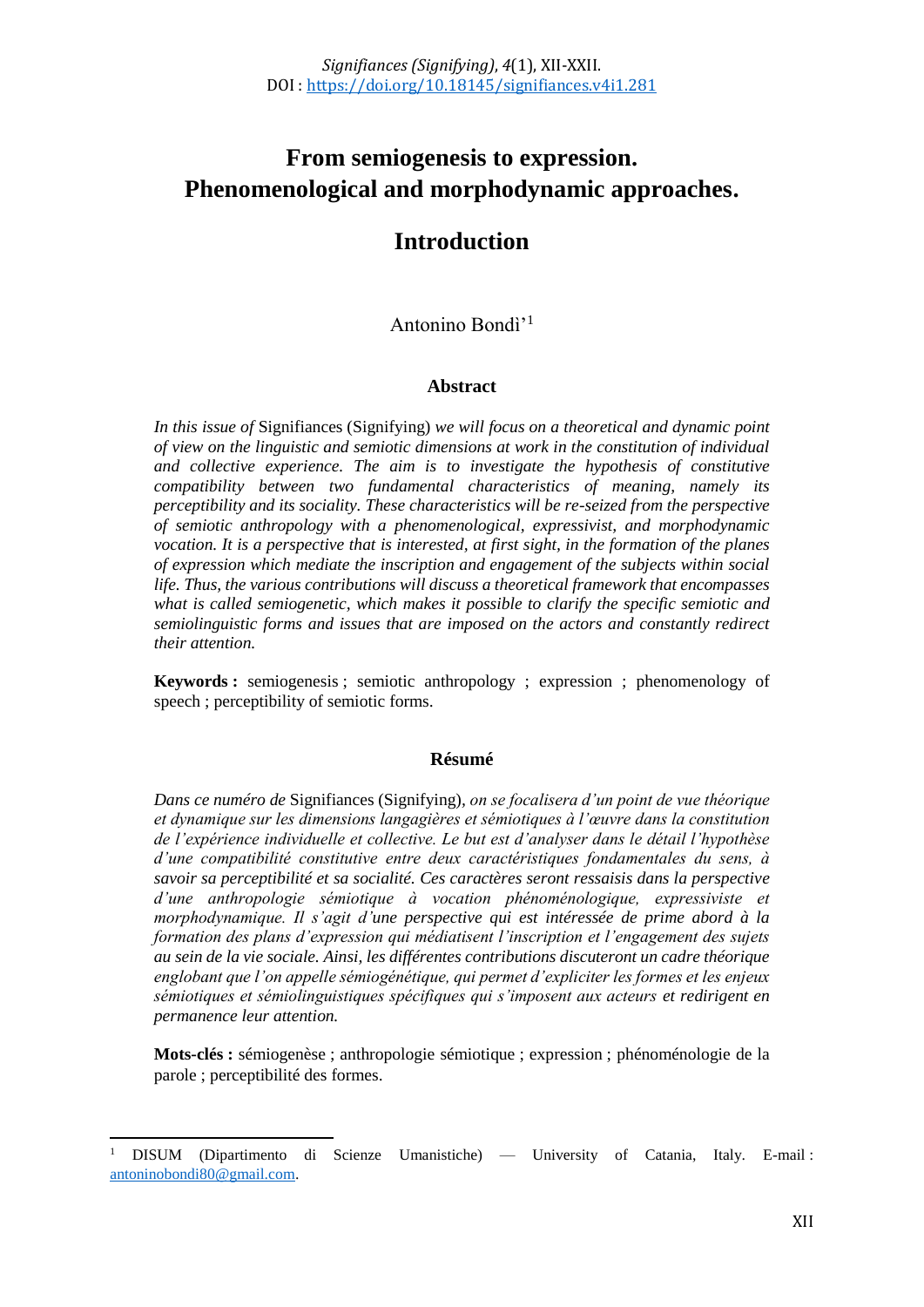# From semiogenesis to expression. Phenomenological and morphodynamic approaches.

## Introduction

Antonino Bondì'[1]

### Abstract

*In this issue of* Signifiances (Signifying) *we will focus on a theoretical and dynamic point of view on the linguistic and semiotic dimensions at work in the constitution of individual and collective experience. The aim is to investigate the hypothesis of constitutive compatibility between two fundamental characteristics of meaning, namely its perceptibility and its sociality. These characteristics will be re-seized from the perspective of semiotic anthropology with a phenomenological, expressivist, and morphodynamic vocation. It is a perspective that is interested, at first sight, in the formation of the planes of expression which mediate the inscription and engagement of the subjects within social life. Thus, the various contributions will discuss a theoretical framework that encompasses what is called semiogenetic, which makes it possible to clarify the specific semiotic and semiolinguistic forms and issues that are imposed on the actors and constantly redirect their attention.*

**Keywords :** semiogenesis ; semiotic anthropology ; expression ; phenomenology of speech ; perceptibility of semiotic forms.

### Résumé

*Dans ce numéro de* Signifiances (Signifying), *on se focalisera d'un point de vue théorique et dynamique sur les dimensions langagières et sémiotiques à l'œuvre dans la constitution de l'expérience individuelle et collective. Le but est d'analyser dans le détail l'hypothèse d'une compatibilité constitutive entre deux caractéristiques fondamentales du sens, à savoir sa perceptibilité et sa socialité. Ces caractères seront ressaisis dans la perspective d'une anthropologie sémiotique à vocation phénoménologique, expressiviste et morphodynamique. Il s'agit d'une perspective qui est intéressée de prime abord à la formation des plans d'expression qui médiatisent l'inscription et l'engagement des sujets au sein de la vie sociale. Ainsi, les différentes contributions discuteront un cadre théorique englobant que l'on appelle sémiogénétique, qui permet d'expliciter les formes et les enjeux sémiotiques et sémiolinguistiques spécifiques qui s'imposent aux acteurs et redirigent en permanence leur attention.*

**Mots-clés :** sémiogenèse ; anthropologie sémiotique ; expression ; phénoménologie de la parole ; perceptibilité des formes.

---

[1] DISUM (Dipartimento di Scienze Umanistiche) — University of Catania, Italy. E-mail : antoninobondi80@gmail.com.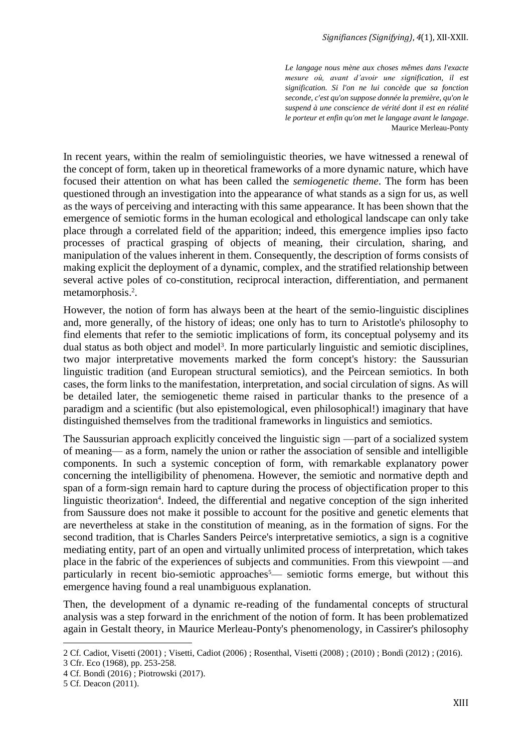*Le langage nous mène aux choses mêmes dans l'exacte mesure où, avant d'avoir une signification, il est signification. Si l'on ne lui concède que sa fonction seconde, c'est qu'on suppose donnée la première, qu'on le suspend à une conscience de vérité dont il est en réalité le porteur et enfin qu'on met le langage avant le langage*.
Maurice Merleau-Ponty

In recent years, within the realm of semiolinguistic theories, we have witnessed a renewal of the concept of form, taken up in theoretical frameworks of a more dynamic nature, which have focused their attention on what has been called the *semiogenetic theme*. The form has been questioned through an investigation into the appearance of what stands as a sign for us, as well as the ways of perceiving and interacting with this same appearance. It has been shown that the emergence of semiotic forms in the human ecological and ethological landscape can only take place through a correlated field of the apparition; indeed, this emergence implies ipso facto processes of practical grasping of objects of meaning, their circulation, sharing, and manipulation of the values inherent in them. Consequently, the description of forms consists of making explicit the deployment of a dynamic, complex, and the stratified relationship between several active poles of co-constitution, reciprocal interaction, differentiation, and permanent metamorphosis.[2].

However, the notion of form has always been at the heart of the semio-linguistic disciplines and, more generally, of the history of ideas; one only has to turn to Aristotle's philosophy to find elements that refer to the semiotic implications of form, its conceptual polysemy and its dual status as both object and model[3]. In more particularly linguistic and semiotic disciplines, two major interpretative movements marked the form concept's history: the Saussurian linguistic tradition (and European structural semiotics), and the Peircean semiotics. In both cases, the form links to the manifestation, interpretation, and social circulation of signs. As will be detailed later, the semiogenetic theme raised in particular thanks to the presence of a paradigm and a scientific (but also epistemological, even philosophical!) imaginary that have distinguished themselves from the traditional frameworks in linguistics and semiotics.

The Saussurian approach explicitly conceived the linguistic sign —part of a socialized system of meaning— as a form, namely the union or rather the association of sensible and intelligible components. In such a systemic conception of form, with remarkable explanatory power concerning the intelligibility of phenomena. However, the semiotic and normative depth and span of a form-sign remain hard to capture during the process of objectification proper to this linguistic theorization[4]. Indeed, the differential and negative conception of the sign inherited from Saussure does not make it possible to account for the positive and genetic elements that are nevertheless at stake in the constitution of meaning, as in the formation of signs. For the second tradition, that is Charles Sanders Peirce's interpretative semiotics, a sign is a cognitive mediating entity, part of an open and virtually unlimited process of interpretation, which takes place in the fabric of the experiences of subjects and communities. From this viewpoint —and particularly in recent bio-semiotic approaches[5]— semiotic forms emerge, but without this emergence having found a real unambiguous explanation.

Then, the development of a dynamic re-reading of the fundamental concepts of structural analysis was a step forward in the enrichment of the notion of form. It has been problematized again in Gestalt theory, in Maurice Merleau-Ponty's phenomenology, in Cassirer's philosophy

2 Cf. Cadiot, Visetti (2001) ; Visetti, Cadiot (2006) ; Rosenthal, Visetti (2008) ; (2010) ; Bondì (2012) ; (2016).

3 Cfr. Eco (1968), pp. 253-258.

4 Cf. Bondì (2016) ; Piotrowski (2017).

5 Cf. Deacon (2011).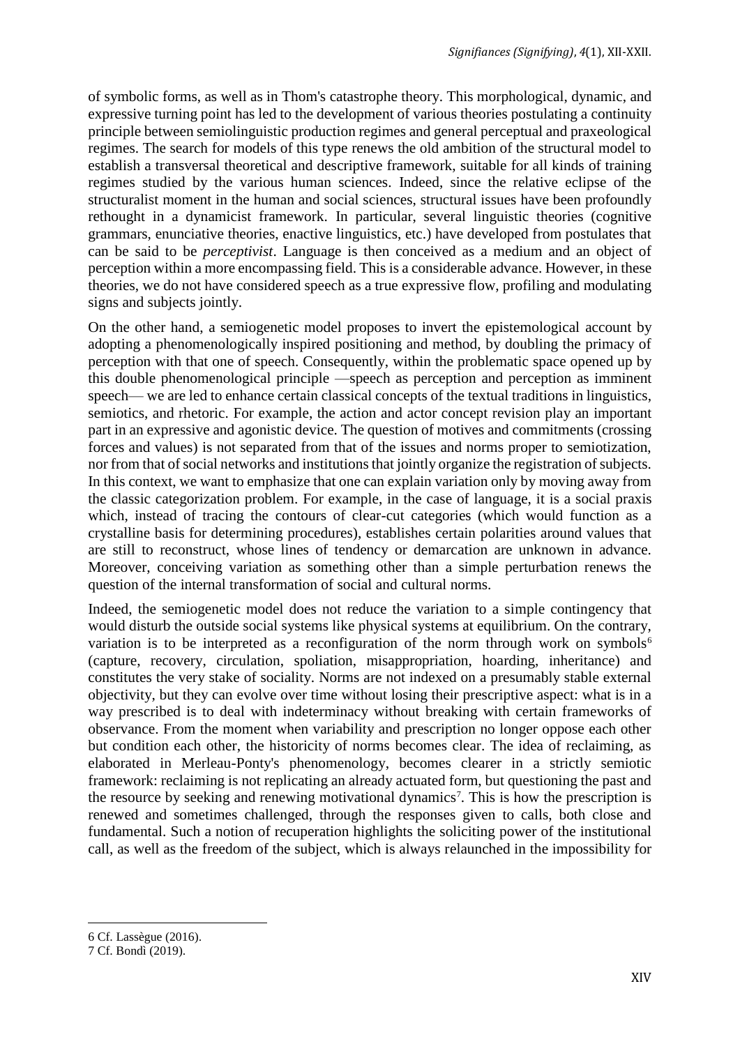of symbolic forms, as well as in Thom's catastrophe theory. This morphological, dynamic, and expressive turning point has led to the development of various theories postulating a continuity principle between semiolinguistic production regimes and general perceptual and praxeological regimes. The search for models of this type renews the old ambition of the structural model to establish a transversal theoretical and descriptive framework, suitable for all kinds of training regimes studied by the various human sciences. Indeed, since the relative eclipse of the structuralist moment in the human and social sciences, structural issues have been profoundly rethought in a dynamicist framework. In particular, several linguistic theories (cognitive grammars, enunciative theories, enactive linguistics, etc.) have developed from postulates that can be said to be *perceptivist*. Language is then conceived as a medium and an object of perception within a more encompassing field. This is a considerable advance. However, in these theories, we do not have considered speech as a true expressive flow, profiling and modulating signs and subjects jointly.

On the other hand, a semiogenetic model proposes to invert the epistemological account by adopting a phenomenologically inspired positioning and method, by doubling the primacy of perception with that one of speech. Consequently, within the problematic space opened up by this double phenomenological principle —speech as perception and perception as imminent speech— we are led to enhance certain classical concepts of the textual traditions in linguistics, semiotics, and rhetoric. For example, the action and actor concept revision play an important part in an expressive and agonistic device. The question of motives and commitments (crossing forces and values) is not separated from that of the issues and norms proper to semiotization, nor from that of social networks and institutions that jointly organize the registration of subjects. In this context, we want to emphasize that one can explain variation only by moving away from the classic categorization problem. For example, in the case of language, it is a social praxis which, instead of tracing the contours of clear-cut categories (which would function as a crystalline basis for determining procedures), establishes certain polarities around values that are still to reconstruct, whose lines of tendency or demarcation are unknown in advance. Moreover, conceiving variation as something other than a simple perturbation renews the question of the internal transformation of social and cultural norms.

Indeed, the semiogenetic model does not reduce the variation to a simple contingency that would disturb the outside social systems like physical systems at equilibrium. On the contrary, variation is to be interpreted as a reconfiguration of the norm through work on symbols[6] (capture, recovery, circulation, spoliation, misappropriation, hoarding, inheritance) and constitutes the very stake of sociality. Norms are not indexed on a presumably stable external objectivity, but they can evolve over time without losing their prescriptive aspect: what is in a way prescribed is to deal with indeterminacy without breaking with certain frameworks of observance. From the moment when variability and prescription no longer oppose each other but condition each other, the historicity of norms becomes clear. The idea of reclaiming, as elaborated in Merleau-Ponty's phenomenology, becomes clearer in a strictly semiotic framework: reclaiming is not replicating an already actuated form, but questioning the past and the resource by seeking and renewing motivational dynamics[7]. This is how the prescription is renewed and sometimes challenged, through the responses given to calls, both close and fundamental. Such a notion of recuperation highlights the soliciting power of the institutional call, as well as the freedom of the subject, which is always relaunched in the impossibility for

---

6 Cf. Lassègue (2016).

7 Cf. Bondì (2019).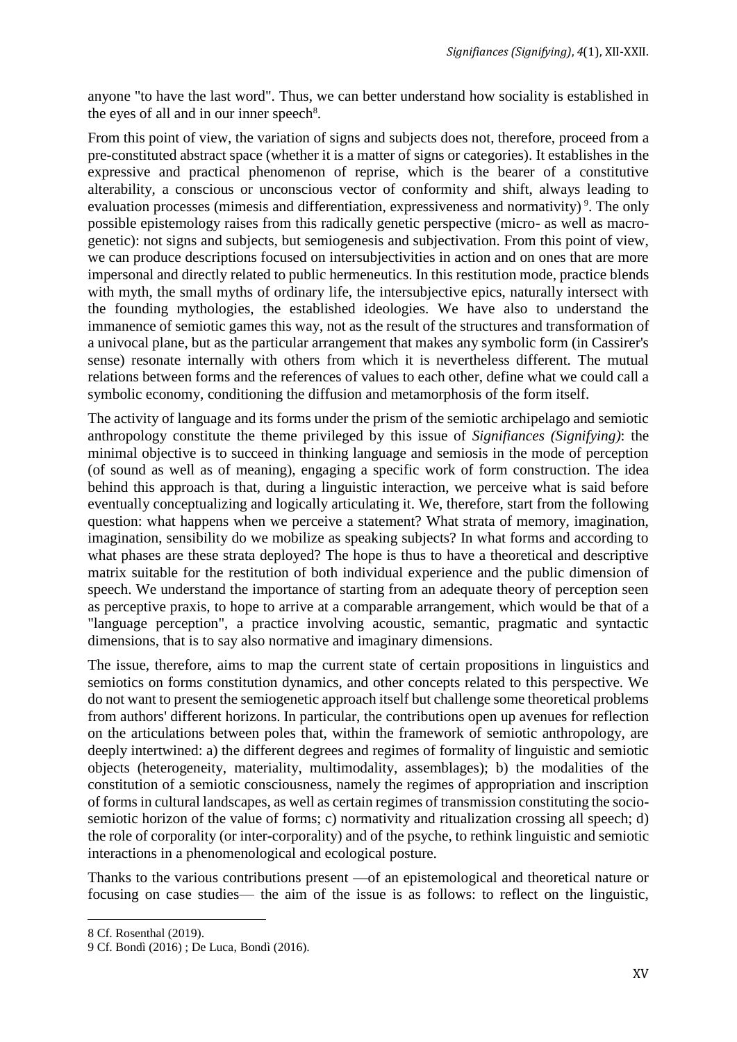anyone "to have the last word". Thus, we can better understand how sociality is established in the eyes of all and in our inner speech[8].

From this point of view, the variation of signs and subjects does not, therefore, proceed from a pre-constituted abstract space (whether it is a matter of signs or categories). It establishes in the expressive and practical phenomenon of reprise, which is the bearer of a constitutive alterability, a conscious or unconscious vector of conformity and shift, always leading to evaluation processes (mimesis and differentiation, expressiveness and normativity)[9]. The only possible epistemology raises from this radically genetic perspective (micro- as well as macro-genetic): not signs and subjects, but semiogenesis and subjectivation. From this point of view, we can produce descriptions focused on intersubjectivities in action and on ones that are more impersonal and directly related to public hermeneutics. In this restitution mode, practice blends with myth, the small myths of ordinary life, the intersubjective epics, naturally intersect with the founding mythologies, the established ideologies. We have also to understand the immanence of semiotic games this way, not as the result of the structures and transformation of a univocal plane, but as the particular arrangement that makes any symbolic form (in Cassirer's sense) resonate internally with others from which it is nevertheless different. The mutual relations between forms and the references of values to each other, define what we could call a symbolic economy, conditioning the diffusion and metamorphosis of the form itself.

The activity of language and its forms under the prism of the semiotic archipelago and semiotic anthropology constitute the theme privileged by this issue of *Signifiances (Signifying)*: the minimal objective is to succeed in thinking language and semiosis in the mode of perception (of sound as well as of meaning), engaging a specific work of form construction. The idea behind this approach is that, during a linguistic interaction, we perceive what is said before eventually conceptualizing and logically articulating it. We, therefore, start from the following question: what happens when we perceive a statement? What strata of memory, imagination, imagination, sensibility do we mobilize as speaking subjects? In what forms and according to what phases are these strata deployed? The hope is thus to have a theoretical and descriptive matrix suitable for the restitution of both individual experience and the public dimension of speech. We understand the importance of starting from an adequate theory of perception seen as perceptive praxis, to hope to arrive at a comparable arrangement, which would be that of a "language perception", a practice involving acoustic, semantic, pragmatic and syntactic dimensions, that is to say also normative and imaginary dimensions.

The issue, therefore, aims to map the current state of certain propositions in linguistics and semiotics on forms constitution dynamics, and other concepts related to this perspective. We do not want to present the semiogenetic approach itself but challenge some theoretical problems from authors' different horizons. In particular, the contributions open up avenues for reflection on the articulations between poles that, within the framework of semiotic anthropology, are deeply intertwined: a) the different degrees and regimes of formality of linguistic and semiotic objects (heterogeneity, materiality, multimodality, assemblages); b) the modalities of the constitution of a semiotic consciousness, namely the regimes of appropriation and inscription of forms in cultural landscapes, as well as certain regimes of transmission constituting the socio-semiotic horizon of the value of forms; c) normativity and ritualization crossing all speech; d) the role of corporality (or inter-corporality) and of the psyche, to rethink linguistic and semiotic interactions in a phenomenological and ecological posture.

Thanks to the various contributions present —of an epistemological and theoretical nature or focusing on case studies— the aim of the issue is as follows: to reflect on the linguistic,

8 Cf. Rosenthal (2019).

9 Cf. Bondì (2016) ; De Luca, Bondì (2016).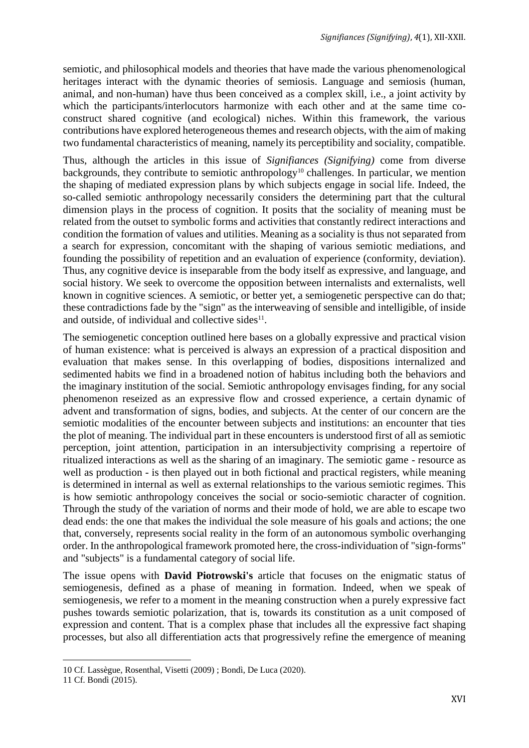semiotic, and philosophical models and theories that have made the various phenomenological heritages interact with the dynamic theories of semiosis. Language and semiosis (human, animal, and non-human) have thus been conceived as a complex skill, i.e., a joint activity by which the participants/interlocutors harmonize with each other and at the same time co-construct shared cognitive (and ecological) niches. Within this framework, the various contributions have explored heterogeneous themes and research objects, with the aim of making two fundamental characteristics of meaning, namely its perceptibility and sociality, compatible.

Thus, although the articles in this issue of *Signifiances (Signifying)* come from diverse backgrounds, they contribute to semiotic anthropology[10] challenges. In particular, we mention the shaping of mediated expression plans by which subjects engage in social life. Indeed, the so-called semiotic anthropology necessarily considers the determining part that the cultural dimension plays in the process of cognition. It posits that the sociality of meaning must be related from the outset to symbolic forms and activities that constantly redirect interactions and condition the formation of values and utilities. Meaning as a sociality is thus not separated from a search for expression, concomitant with the shaping of various semiotic mediations, and founding the possibility of repetition and an evaluation of experience (conformity, deviation). Thus, any cognitive device is inseparable from the body itself as expressive, and language, and social history. We seek to overcome the opposition between internalists and externalists, well known in cognitive sciences. A semiotic, or better yet, a semiogenetic perspective can do that; these contradictions fade by the "sign" as the interweaving of sensible and intelligible, of inside and outside, of individual and collective sides[11].

The semiogenetic conception outlined here bases on a globally expressive and practical vision of human existence: what is perceived is always an expression of a practical disposition and evaluation that makes sense. In this overlapping of bodies, dispositions internalized and sedimented habits we find in a broadened notion of habitus including both the behaviors and the imaginary institution of the social. Semiotic anthropology envisages finding, for any social phenomenon reseized as an expressive flow and crossed experience, a certain dynamic of advent and transformation of signs, bodies, and subjects. At the center of our concern are the semiotic modalities of the encounter between subjects and institutions: an encounter that ties the plot of meaning. The individual part in these encounters is understood first of all as semiotic perception, joint attention, participation in an intersubjectivity comprising a repertoire of ritualized interactions as well as the sharing of an imaginary. The semiotic game - resource as well as production - is then played out in both fictional and practical registers, while meaning is determined in internal as well as external relationships to the various semiotic regimes. This is how semiotic anthropology conceives the social or socio-semiotic character of cognition. Through the study of the variation of norms and their mode of hold, we are able to escape two dead ends: the one that makes the individual the sole measure of his goals and actions; the one that, conversely, represents social reality in the form of an autonomous symbolic overhanging order. In the anthropological framework promoted here, the cross-individuation of "sign-forms" and "subjects" is a fundamental category of social life.

The issue opens with **David Piotrowski's** article that focuses on the enigmatic status of semiogenesis, defined as a phase of meaning in formation. Indeed, when we speak of semiogenesis, we refer to a moment in the meaning construction when a purely expressive fact pushes towards semiotic polarization, that is, towards its constitution as a unit composed of expression and content. That is a complex phase that includes all the expressive fact shaping processes, but also all differentiation acts that progressively refine the emergence of meaning

10 Cf. Lassègue, Rosenthal, Visetti (2009) ; Bondì, De Luca (2020).

11 Cf. Bondì (2015).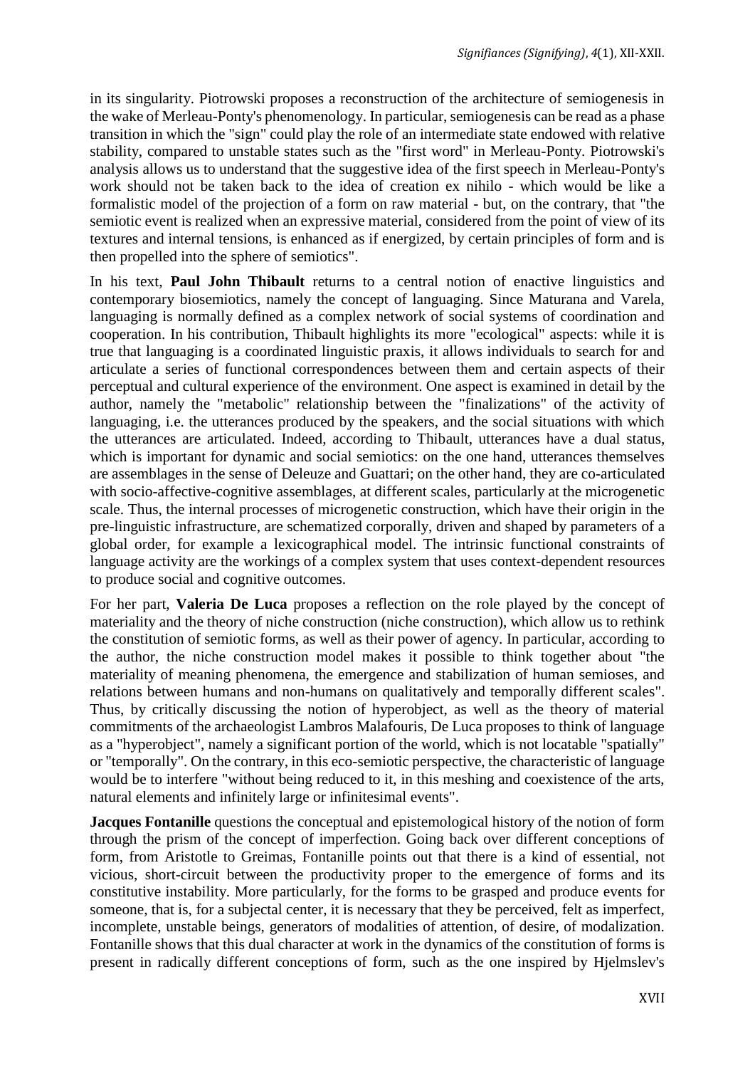in its singularity. Piotrowski proposes a reconstruction of the architecture of semiogenesis in the wake of Merleau-Ponty's phenomenology. In particular, semiogenesis can be read as a phase transition in which the "sign" could play the role of an intermediate state endowed with relative stability, compared to unstable states such as the "first word" in Merleau-Ponty. Piotrowski's analysis allows us to understand that the suggestive idea of the first speech in Merleau-Ponty's work should not be taken back to the idea of creation ex nihilo - which would be like a formalistic model of the projection of a form on raw material - but, on the contrary, that "the semiotic event is realized when an expressive material, considered from the point of view of its textures and internal tensions, is enhanced as if energized, by certain principles of form and is then propelled into the sphere of semiotics".

In his text, **Paul John Thibault** returns to a central notion of enactive linguistics and contemporary biosemiotics, namely the concept of languaging. Since Maturana and Varela, languaging is normally defined as a complex network of social systems of coordination and cooperation. In his contribution, Thibault highlights its more "ecological" aspects: while it is true that languaging is a coordinated linguistic praxis, it allows individuals to search for and articulate a series of functional correspondences between them and certain aspects of their perceptual and cultural experience of the environment. One aspect is examined in detail by the author, namely the "metabolic" relationship between the "finalizations" of the activity of languaging, i.e. the utterances produced by the speakers, and the social situations with which the utterances are articulated. Indeed, according to Thibault, utterances have a dual status, which is important for dynamic and social semiotics: on the one hand, utterances themselves are assemblages in the sense of Deleuze and Guattari; on the other hand, they are co-articulated with socio-affective-cognitive assemblages, at different scales, particularly at the microgenetic scale. Thus, the internal processes of microgenetic construction, which have their origin in the pre-linguistic infrastructure, are schematized corporally, driven and shaped by parameters of a global order, for example a lexicographical model. The intrinsic functional constraints of language activity are the workings of a complex system that uses context-dependent resources to produce social and cognitive outcomes.

For her part, **Valeria De Luca** proposes a reflection on the role played by the concept of materiality and the theory of niche construction (niche construction), which allow us to rethink the constitution of semiotic forms, as well as their power of agency. In particular, according to the author, the niche construction model makes it possible to think together about "the materiality of meaning phenomena, the emergence and stabilization of human semioses, and relations between humans and non-humans on qualitatively and temporally different scales". Thus, by critically discussing the notion of hyperobject, as well as the theory of material commitments of the archaeologist Lambros Malafouris, De Luca proposes to think of language as a "hyperobject", namely a significant portion of the world, which is not locatable "spatially" or "temporally". On the contrary, in this eco-semiotic perspective, the characteristic of language would be to interfere "without being reduced to it, in this meshing and coexistence of the arts, natural elements and infinitely large or infinitesimal events".

**Jacques Fontanille** questions the conceptual and epistemological history of the notion of form through the prism of the concept of imperfection. Going back over different conceptions of form, from Aristotle to Greimas, Fontanille points out that there is a kind of essential, not vicious, short-circuit between the productivity proper to the emergence of forms and its constitutive instability. More particularly, for the forms to be grasped and produce events for someone, that is, for a subjectal center, it is necessary that they be perceived, felt as imperfect, incomplete, unstable beings, generators of modalities of attention, of desire, of modalization. Fontanille shows that this dual character at work in the dynamics of the constitution of forms is present in radically different conceptions of form, such as the one inspired by Hjelmslev's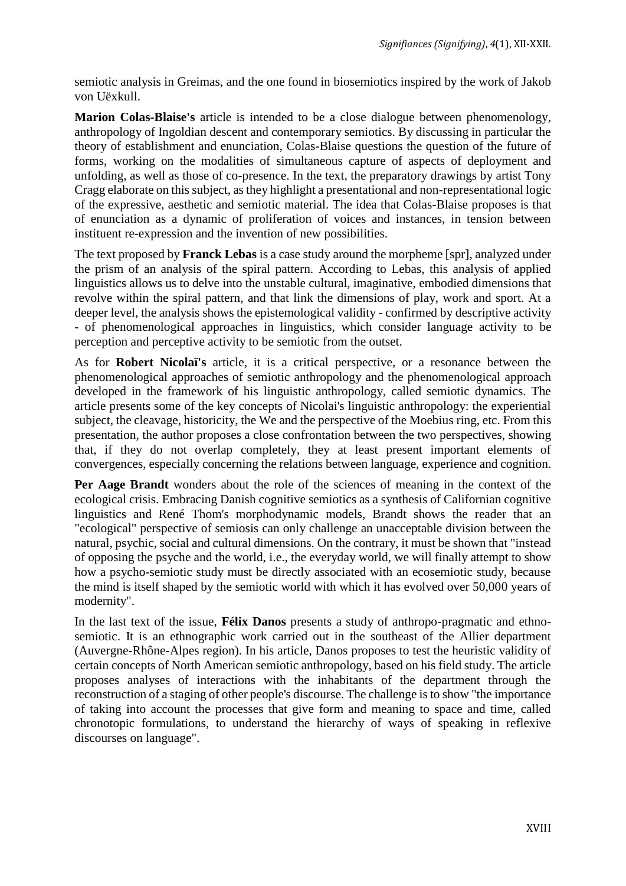semiotic analysis in Greimas, and the one found in biosemiotics inspired by the work of Jakob von Uëxkull.

**Marion Colas-Blaise's** article is intended to be a close dialogue between phenomenology, anthropology of Ingoldian descent and contemporary semiotics. By discussing in particular the theory of establishment and enunciation, Colas-Blaise questions the question of the future of forms, working on the modalities of simultaneous capture of aspects of deployment and unfolding, as well as those of co-presence. In the text, the preparatory drawings by artist Tony Cragg elaborate on this subject, as they highlight a presentational and non-representational logic of the expressive, aesthetic and semiotic material. The idea that Colas-Blaise proposes is that of enunciation as a dynamic of proliferation of voices and instances, in tension between instituent re-expression and the invention of new possibilities.

The text proposed by **Franck Lebas** is a case study around the morpheme [spr], analyzed under the prism of an analysis of the spiral pattern. According to Lebas, this analysis of applied linguistics allows us to delve into the unstable cultural, imaginative, embodied dimensions that revolve within the spiral pattern, and that link the dimensions of play, work and sport. At a deeper level, the analysis shows the epistemological validity - confirmed by descriptive activity - of phenomenological approaches in linguistics, which consider language activity to be perception and perceptive activity to be semiotic from the outset.

As for **Robert Nicolaï's** article, it is a critical perspective, or a resonance between the phenomenological approaches of semiotic anthropology and the phenomenological approach developed in the framework of his linguistic anthropology, called semiotic dynamics. The article presents some of the key concepts of Nicolai's linguistic anthropology: the experiential subject, the cleavage, historicity, the We and the perspective of the Moebius ring, etc. From this presentation, the author proposes a close confrontation between the two perspectives, showing that, if they do not overlap completely, they at least present important elements of convergences, especially concerning the relations between language, experience and cognition.

**Per Aage Brandt** wonders about the role of the sciences of meaning in the context of the ecological crisis. Embracing Danish cognitive semiotics as a synthesis of Californian cognitive linguistics and René Thom's morphodynamic models, Brandt shows the reader that an "ecological" perspective of semiosis can only challenge an unacceptable division between the natural, psychic, social and cultural dimensions. On the contrary, it must be shown that "instead of opposing the psyche and the world, i.e., the everyday world, we will finally attempt to show how a psycho-semiotic study must be directly associated with an ecosemiotic study, because the mind is itself shaped by the semiotic world with which it has evolved over 50,000 years of modernity".

In the last text of the issue, **Félix Danos** presents a study of anthropo-pragmatic and ethno-semiotic. It is an ethnographic work carried out in the southeast of the Allier department (Auvergne-Rhône-Alpes region). In his article, Danos proposes to test the heuristic validity of certain concepts of North American semiotic anthropology, based on his field study. The article proposes analyses of interactions with the inhabitants of the department through the reconstruction of a staging of other people's discourse. The challenge is to show "the importance of taking into account the processes that give form and meaning to space and time, called chronotopic formulations, to understand the hierarchy of ways of speaking in reflexive discourses on language".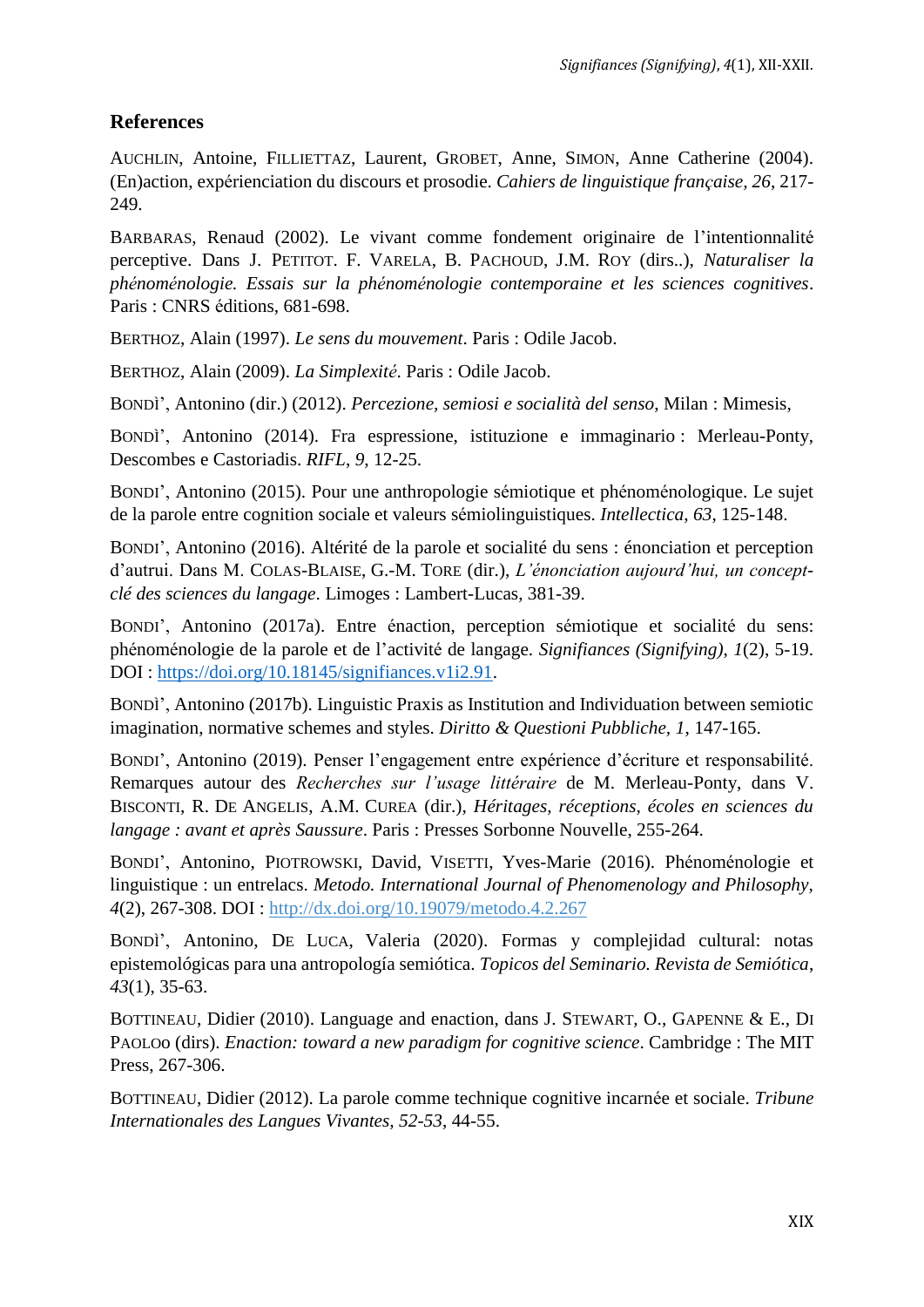## References

AUCHLIN, Antoine, FILLIETTAZ, Laurent, GROBET, Anne, SIMON, Anne Catherine (2004). (En)action, expérienciation du discours et prosodie. *Cahiers de linguistique française, 26*, 217-249.

BARBARAS, Renaud (2002). Le vivant comme fondement originaire de l'intentionnalité perceptive. Dans J. PETITOT. F. VARELA, B. PACHOUD, J.M. ROY (dirs..), *Naturaliser la phénoménologie. Essais sur la phénoménologie contemporaine et les sciences cognitives*. Paris : CNRS éditions, 681-698.

BERTHOZ, Alain (1997). *Le sens du mouvement*. Paris : Odile Jacob.

BERTHOZ, Alain (2009). *La Simplexité*. Paris : Odile Jacob.

BONDÌ', Antonino (dir.) (2012). *Percezione, semiosi e socialità del senso*, Milan : Mimesis,

BONDÌ', Antonino (2014). Fra espressione, istituzione e immaginario : Merleau-Ponty, Descombes e Castoriadis. *RIFL*, *9*, 12-25.

BONDI', Antonino (2015). Pour une anthropologie sémiotique et phénoménologique. Le sujet de la parole entre cognition sociale et valeurs sémiolinguistiques. *Intellectica*, *63*, 125-148.

BONDI', Antonino (2016). Altérité de la parole et socialité du sens : énonciation et perception d'autrui. Dans M. COLAS-BLAISE, G.-M. TORE (dir.), *L'énonciation aujourd'hui, un concept-clé des sciences du langage*. Limoges : Lambert-Lucas, 381-39.

BONDI', Antonino (2017a). Entre énaction, perception sémiotique et socialité du sens: phénoménologie de la parole et de l'activité de langage. *Signifiances (Signifying)*, *1*(2), 5-19. DOI : https://doi.org/10.18145/signifiances.v1i2.91.

BONDÌ', Antonino (2017b). Linguistic Praxis as Institution and Individuation between semiotic imagination, normative schemes and styles. *Diritto & Questioni Pubbliche*, *1*, 147-165.

BONDI', Antonino (2019). Penser l'engagement entre expérience d'écriture et responsabilité. Remarques autour des *Recherches sur l'usage littéraire* de M. Merleau-Ponty, dans V. BISCONTI, R. DE ANGELIS, A.M. CUREA (dir.), *Héritages, réceptions, écoles en sciences du langage : avant et après Saussure*. Paris : Presses Sorbonne Nouvelle, 255-264.

BONDI', Antonino, PIOTROWSKI, David, VISETTI, Yves-Marie (2016). Phénoménologie et linguistique : un entrelacs. *Metodo. International Journal of Phenomenology and Philosophy*, *4*(2), 267-308. DOI : http://dx.doi.org/10.19079/metodo.4.2.267

BONDÌ', Antonino, DE LUCA, Valeria (2020). Formas y complejidad cultural: notas epistemológicas para una antropología semiótica. *Topicos del Seminario. Revista de Semiótica*, *43*(1), 35-63.

BOTTINEAU, Didier (2010). Language and enaction, dans J. STEWART, O., GAPENNE & E., DI PAOLOO (dirs). *Enaction: toward a new paradigm for cognitive science*. Cambridge : The MIT Press, 267-306.

BOTTINEAU, Didier (2012). La parole comme technique cognitive incarnée et sociale. *Tribune Internationales des Langues Vivantes, 52-53*, 44-55.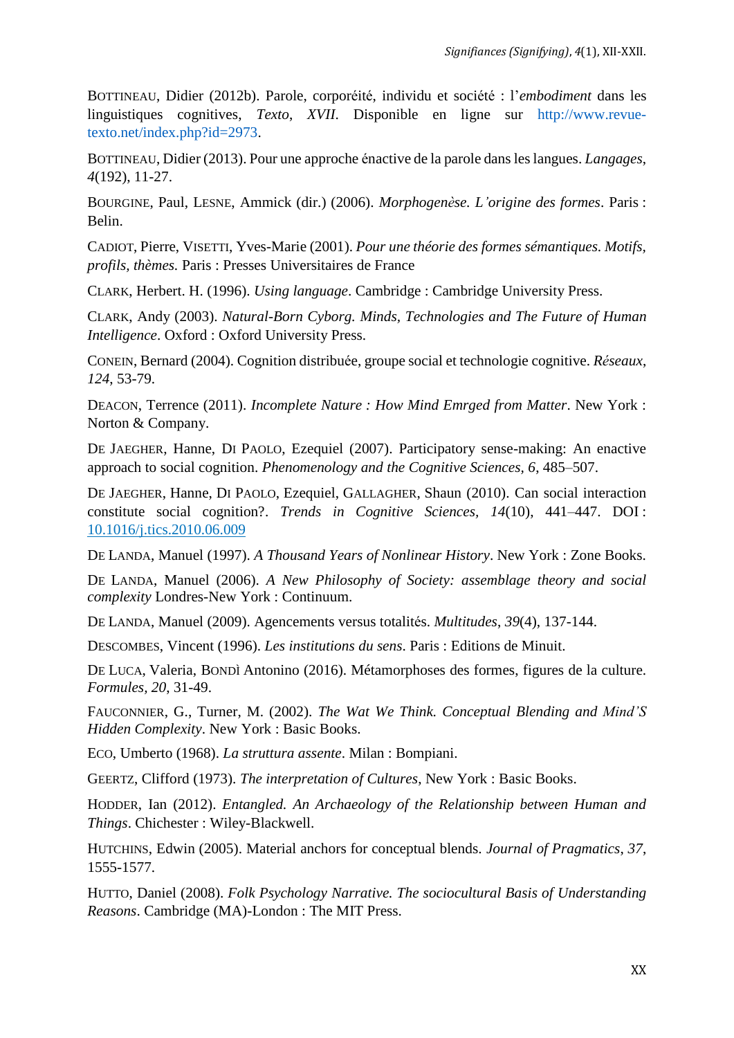BOTTINEAU, Didier (2012b). Parole, corporéité, individu et société : l'*embodiment* dans les linguistiques cognitives, *Texto*, *XVII*. Disponible en ligne sur http://www.revue-texto.net/index.php?id=2973.

BOTTINEAU, Didier (2013). Pour une approche énactive de la parole dans les langues. *Langages*, *4*(192), 11-27.

BOURGINE, Paul, LESNE, Ammick (dir.) (2006). *Morphogenèse. L'origine des formes*. Paris : Belin.

CADIOT, Pierre, VISETTI, Yves-Marie (2001). *Pour une théorie des formes sémantiques. Motifs, profils, thèmes.* Paris : Presses Universitaires de France

CLARK, Herbert. H. (1996). *Using language*. Cambridge : Cambridge University Press.

CLARK, Andy (2003). *Natural-Born Cyborg. Minds, Technologies and The Future of Human Intelligence*. Oxford : Oxford University Press.

CONEIN, Bernard (2004). Cognition distribuée, groupe social et technologie cognitive. *Réseaux*, *124*, 53-79.

DEACON, Terrence (2011). *Incomplete Nature : How Mind Emrged from Matter*. New York : Norton & Company.

DE JAEGHER, Hanne, DI PAOLO, Ezequiel (2007). Participatory sense-making: An enactive approach to social cognition. *Phenomenology and the Cognitive Sciences*, *6*, 485–507.

DE JAEGHER, Hanne, DI PAOLO, Ezequiel, GALLAGHER, Shaun (2010). Can social interaction constitute social cognition?. *Trends in Cognitive Sciences*, *14*(10), 441–447. DOI : 10.1016/j.tics.2010.06.009

DE LANDA, Manuel (1997). *A Thousand Years of Nonlinear History*. New York : Zone Books.

DE LANDA, Manuel (2006). *A New Philosophy of Society: assemblage theory and social complexity* Londres-New York : Continuum.

DE LANDA, Manuel (2009). Agencements versus totalités. *Multitudes*, *39*(4), 137-144.

DESCOMBES, Vincent (1996). *Les institutions du sens*. Paris : Editions de Minuit.

DE LUCA, Valeria, BONDÌ Antonino (2016). Métamorphoses des formes, figures de la culture. *Formules*, *20*, 31-49.

FAUCONNIER, G., Turner, M. (2002). *The Wat We Think. Conceptual Blending and Mind'S Hidden Complexity*. New York : Basic Books.

ECO, Umberto (1968). *La struttura assente*. Milan : Bompiani.

GEERTZ, Clifford (1973). *The interpretation of Cultures*, New York : Basic Books.

HODDER, Ian (2012). *Entangled. An Archaeology of the Relationship between Human and Things*. Chichester : Wiley-Blackwell.

HUTCHINS, Edwin (2005). Material anchors for conceptual blends. *Journal of Pragmatics*, *37*, 1555-1577.

HUTTO, Daniel (2008). *Folk Psychology Narrative. The sociocultural Basis of Understanding Reasons*. Cambridge (MA)-London : The MIT Press.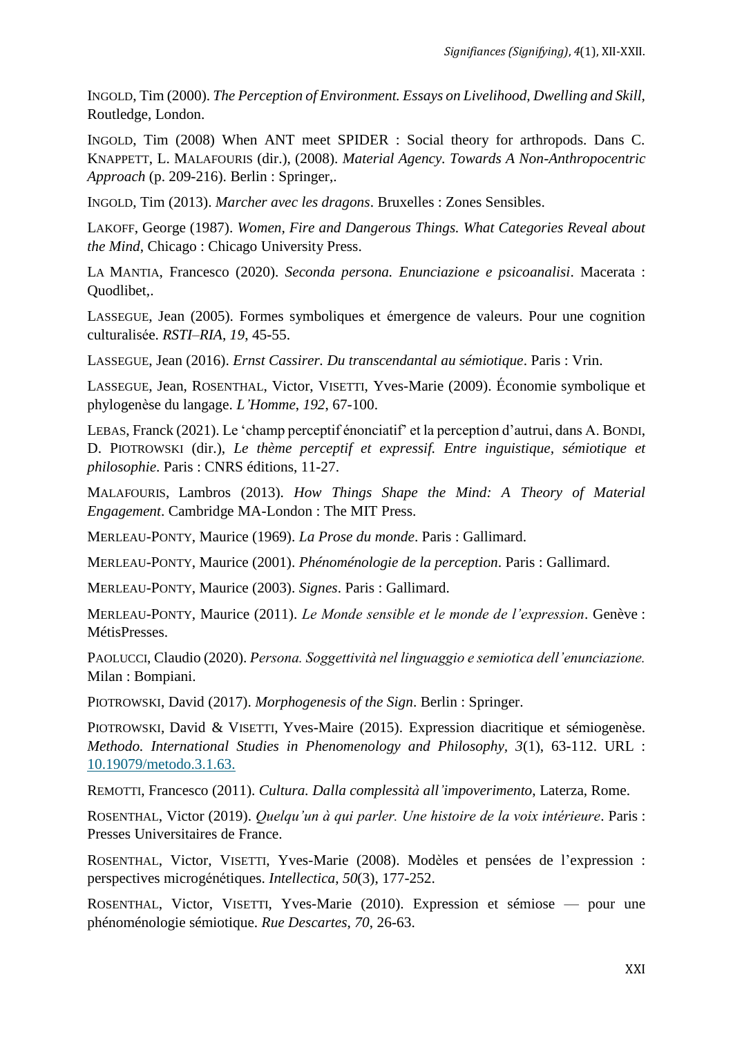INGOLD, Tim (2000). *The Perception of Environment. Essays on Livelihood, Dwelling and Skill*, Routledge, London.

INGOLD, Tim (2008) When ANT meet SPIDER : Social theory for arthropods. Dans C. KNAPPETT, L. MALAFOURIS (dir.), (2008). *Material Agency. Towards A Non-Anthropocentric Approach* (p. 209-216). Berlin : Springer,.

INGOLD, Tim (2013). *Marcher avec les dragons*. Bruxelles : Zones Sensibles.

LAKOFF, George (1987). *Women, Fire and Dangerous Things. What Categories Reveal about the Mind*, Chicago : Chicago University Press.

LA MANTIA, Francesco (2020). *Seconda persona. Enunciazione e psicoanalisi*. Macerata : Quodlibet,.

LASSEGUE, Jean (2005). Formes symboliques et émergence de valeurs. Pour une cognition culturalisée. *RSTI–RIA*, *19*, 45-55.

LASSEGUE, Jean (2016). *Ernst Cassirer. Du transcendantal au sémiotique*. Paris : Vrin.

LASSEGUE, Jean, ROSENTHAL, Victor, VISETTI, Yves-Marie (2009). Économie symbolique et phylogenèse du langage. *L'Homme*, *192*, 67-100.

LEBAS, Franck (2021). Le 'champ perceptif énonciatif' et la perception d'autrui, dans A. BONDI, D. PIOTROWSKI (dir.), *Le thème perceptif et expressif. Entre inguistique, sémiotique et philosophie*. Paris : CNRS éditions, 11-27.

MALAFOURIS, Lambros (2013). *How Things Shape the Mind: A Theory of Material Engagement*. Cambridge MA-London : The MIT Press.

MERLEAU-PONTY, Maurice (1969). *La Prose du monde*. Paris : Gallimard.

MERLEAU-PONTY, Maurice (2001). *Phénoménologie de la perception*. Paris : Gallimard.

MERLEAU-PONTY, Maurice (2003). *Signes*. Paris : Gallimard.

MERLEAU-PONTY, Maurice (2011). *Le Monde sensible et le monde de l'expression*. Genève : MétisPresses.

PAOLUCCI, Claudio (2020). *Persona. Soggettività nel linguaggio e semiotica dell'enunciazione.* Milan : Bompiani.

PIOTROWSKI, David (2017). *Morphogenesis of the Sign*. Berlin : Springer.

PIOTROWSKI, David & VISETTI, Yves-Maire (2015). Expression diacritique et sémiogenèse. *Methodo. International Studies in Phenomenology and Philosophy*, *3*(1), 63-112. URL : 10.19079/metodo.3.1.63.

REMOTTI, Francesco (2011). *Cultura. Dalla complessità all'impoverimento*, Laterza, Rome.

ROSENTHAL, Victor (2019). *Quelqu'un à qui parler. Une histoire de la voix intérieure*. Paris : Presses Universitaires de France.

ROSENTHAL, Victor, VISETTI, Yves-Marie (2008). Modèles et pensées de l'expression : perspectives microgénétiques. *Intellectica*, *50*(3), 177-252.

ROSENTHAL, Victor, VISETTI, Yves-Marie (2010). Expression et sémiose — pour une phénoménologie sémiotique. *Rue Descartes*, *70*, 26-63.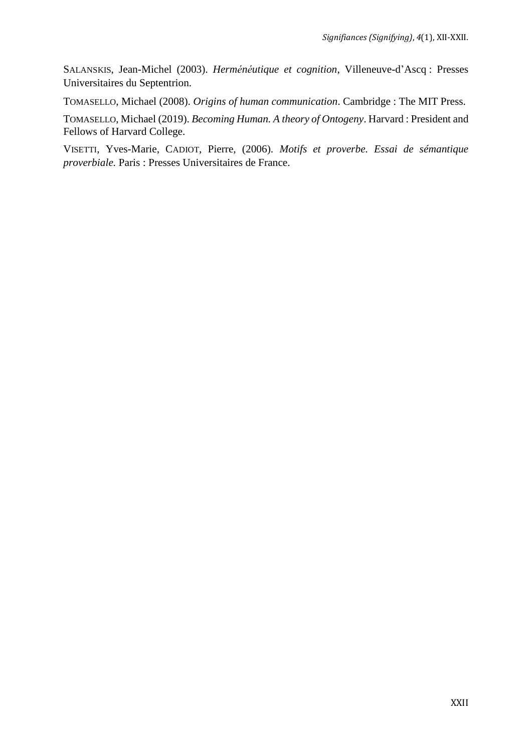SALANSKIS, Jean-Michel (2003). *Herméneutique et cognition*, Villeneuve-d'Ascq : Presses Universitaires du Septentrion.

TOMASELLO, Michael (2008). *Origins of human communication*. Cambridge : The MIT Press.

TOMASELLO, Michael (2019). *Becoming Human. A theory of Ontogeny*. Harvard : President and Fellows of Harvard College.

VISETTI, Yves-Marie, CADIOT, Pierre, (2006). *Motifs et proverbe. Essai de sémantique proverbiale.* Paris : Presses Universitaires de France.